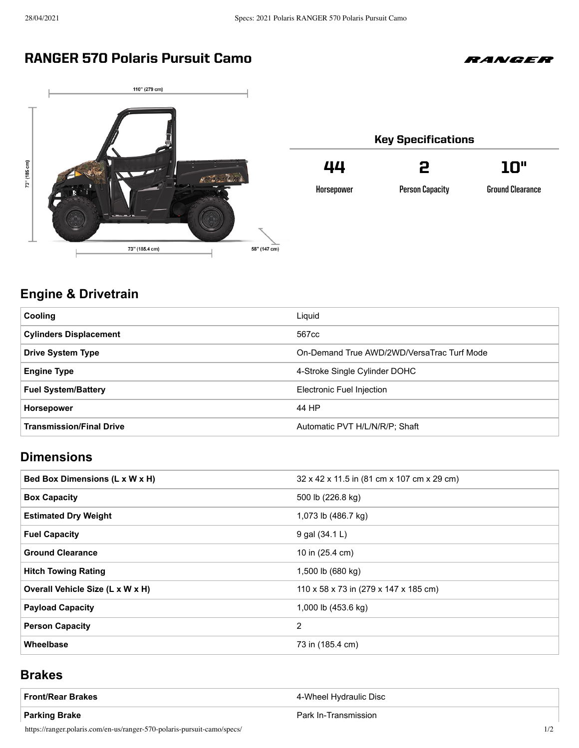# RANGER 570 Polaris Pursuit Camo

RANGER

110" (279 cm)

73" (185 cm)

73" (185.4 cm)

58" (147 cm)

## Key Specifications

| 44 | 2 | 10" |
|---|---|---|
| Horsepower | Person Capacity | Ground Clearance |

## Engine & Drivetrain

| | |
|---|---|
| **Cooling** | Liquid |
| **Cylinders Displacement** | 567cc |
| **Drive System Type** | On-Demand True AWD/2WD/VersaTrac Turf Mode |
| **Engine Type** | 4-Stroke Single Cylinder DOHC |
| **Fuel System/Battery** | Electronic Fuel Injection |
| **Horsepower** | 44 HP |
| **Transmission/Final Drive** | Automatic PVT H/L/N/R/P; Shaft |

## Dimensions

| | |
|---|---|
| **Bed Box Dimensions (L x W x H)** | 32 x 42 x 11.5 in (81 cm x 107 cm x 29 cm) |
| **Box Capacity** | 500 lb (226.8 kg) |
| **Estimated Dry Weight** | 1,073 lb (486.7 kg) |
| **Fuel Capacity** | 9 gal (34.1 L) |
| **Ground Clearance** | 10 in (25.4 cm) |
| **Hitch Towing Rating** | 1,500 lb (680 kg) |
| **Overall Vehicle Size (L x W x H)** | 110 x 58 x 73 in (279 x 147 x 185 cm) |
| **Payload Capacity** | 1,000 lb (453.6 kg) |
| **Person Capacity** | 2 |
| **Wheelbase** | 73 in (185.4 cm) |

## Brakes

| | |
|---|---|
| **Front/Rear Brakes** | 4-Wheel Hydraulic Disc |
| **Parking Brake** | Park In-Transmission |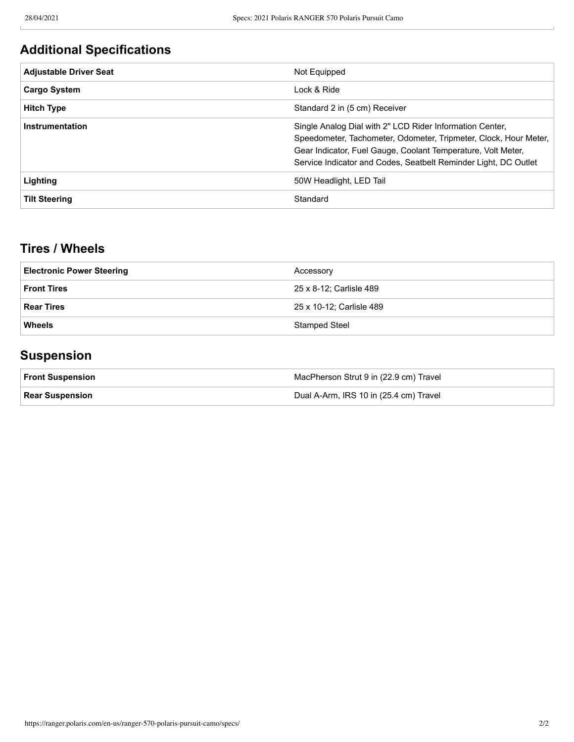## Additional Specifications

| | |
|---|---|
| **Adjustable Driver Seat** | Not Equipped |
| **Cargo System** | Lock & Ride |
| **Hitch Type** | Standard 2 in (5 cm) Receiver |
| **Instrumentation** | Single Analog Dial with 2" LCD Rider Information Center, Speedometer, Tachometer, Odometer, Tripmeter, Clock, Hour Meter, Gear Indicator, Fuel Gauge, Coolant Temperature, Volt Meter, Service Indicator and Codes, Seatbelt Reminder Light, DC Outlet |
| **Lighting** | 50W Headlight, LED Tail |
| **Tilt Steering** | Standard |

## Tires / Wheels

| | |
|---|---|
| **Electronic Power Steering** | Accessory |
| **Front Tires** | 25 x 8-12; Carlisle 489 |
| **Rear Tires** | 25 x 10-12; Carlisle 489 |
| **Wheels** | Stamped Steel |

## Suspension

| | |
|---|---|
| **Front Suspension** | MacPherson Strut 9 in (22.9 cm) Travel |
| **Rear Suspension** | Dual A-Arm, IRS 10 in (25.4 cm) Travel |